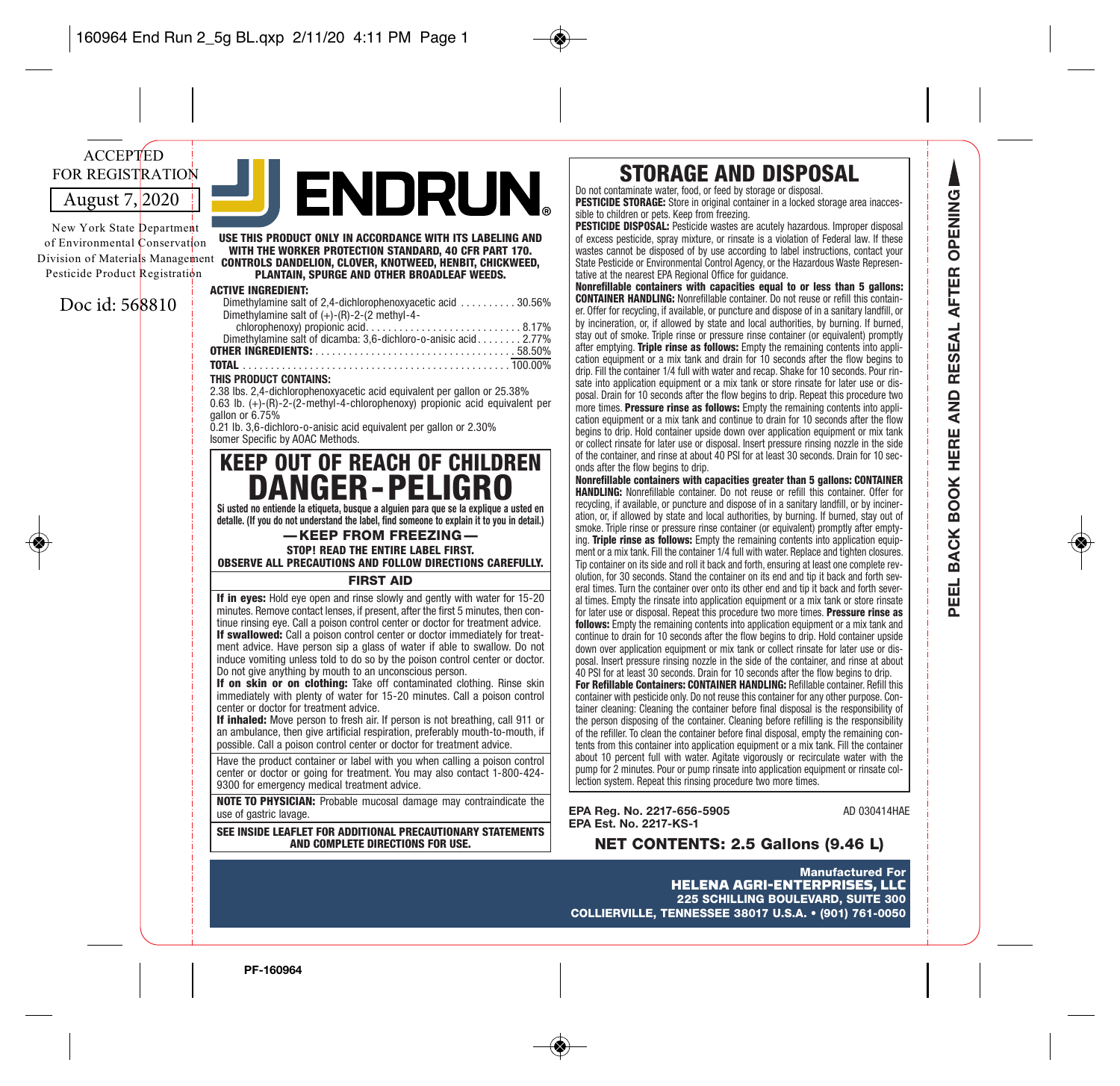ACCEPTED FOR REGISTRATION

August 7, 2020

New York State Department of Environmental Conservation
Division of Materials Management
Pesticide Product Registration

Doc id: 568810

# ENDRUN®

**USE THIS PRODUCT ONLY IN ACCORDANCE WITH ITS LABELING AND WITH THE WORKER PROTECTION STANDARD, 40 CFR PART 170.**
**CONTROLS DANDELION, CLOVER, KNOTWEED, HENBIT, CHICKWEED, PLANTAIN, SPURGE AND OTHER BROADLEAF WEEDS.**

**ACTIVE INGREDIENT:**

| | |
|---|---|
| Dimethylamine salt of 2,4-dichlorophenoxyacetic acid | 30.56% |
| Dimethylamine salt of (+)-(R)-2-(2 methyl-4-chlorophenoxy) propionic acid | 8.17% |
| Dimethylamine salt of dicamba: 3,6-dichloro-o-anisic acid | 2.77% |
| **OTHER INGREDIENTS:** | 58.50% |
| **TOTAL** | 100.00% |

**THIS PRODUCT CONTAINS:**

2.38 lbs. 2,4-dichlorophenoxyacetic acid equivalent per gallon or 25.38%
0.63 lb. (+)-(R)-2-(2-methyl-4-chlorophenoxy) propionic acid equivalent per gallon or 6.75%
0.21 lb. 3,6-dichloro-o-anisic acid equivalent per gallon or 2.30%
Isomer Specific by AOAC Methods.

## KEEP OUT OF REACH OF CHILDREN
## DANGER-PELIGRO

**Si usted no entiende la etiqueta, busque a alguien para que se la explique a usted en detalle. (If you do not understand the label, find someone to explain it to you in detail.)**

**—KEEP FROM FREEZING—**

**STOP! READ THE ENTIRE LABEL FIRST.**
**OBSERVE ALL PRECAUTIONS AND FOLLOW DIRECTIONS CAREFULLY.**

### FIRST AID

**If in eyes:** Hold eye open and rinse slowly and gently with water for 15-20 minutes. Remove contact lenses, if present, after the first 5 minutes, then continue rinsing eye. Call a poison control center or doctor for treatment advice.

**If swallowed:** Call a poison control center or doctor immediately for treatment advice. Have person sip a glass of water if able to swallow. Do not induce vomiting unless told to do so by the poison control center or doctor. Do not give anything by mouth to an unconscious person.

**If on skin or on clothing:** Take off contaminated clothing. Rinse skin immediately with plenty of water for 15-20 minutes. Call a poison control center or doctor for treatment advice.

**If inhaled:** Move person to fresh air. If person is not breathing, call 911 or an ambulance, then give artificial respiration, preferably mouth-to-mouth, if possible. Call a poison control center or doctor for treatment advice.

Have the product container or label with you when calling a poison control center or doctor or going for treatment. You may also contact 1-800-424-9300 for emergency medical treatment advice.

**NOTE TO PHYSICIAN:** Probable mucosal damage may contraindicate the use of gastric lavage.

**SEE INSIDE LEAFLET FOR ADDITIONAL PRECAUTIONARY STATEMENTS AND COMPLETE DIRECTIONS FOR USE.**

## STORAGE AND DISPOSAL

Do not contaminate water, food, or feed by storage or disposal.

**PESTICIDE STORAGE:** Store in original container in a locked storage area inaccessible to children or pets. Keep from freezing.

**PESTICIDE DISPOSAL:** Pesticide wastes are acutely hazardous. Improper disposal of excess pesticide, spray mixture, or rinsate is a violation of Federal law. If these wastes cannot be disposed of by use according to label instructions, contact your State Pesticide or Environmental Control Agency, or the Hazardous Waste Representative at the nearest EPA Regional Office for guidance.

**Nonrefillable containers with capacities equal to or less than 5 gallons: CONTAINER HANDLING:** Nonrefillable container. Do not reuse or refill this container. Offer for recycling, if available, or puncture and dispose of in a sanitary landfill, or by incineration, or, if allowed by state and local authorities, by burning. If burned, stay out of smoke. Triple rinse or pressure rinse container (or equivalent) promptly after emptying. **Triple rinse as follows:** Empty the remaining contents into application equipment or a mix tank and drain for 10 seconds after the flow begins to drip. Fill the container 1/4 full with water and recap. Shake for 10 seconds. Pour rinsate into application equipment or a mix tank or store rinsate for later use or disposal. Drain for 10 seconds after the flow begins to drip. Repeat this procedure two more times. **Pressure rinse as follows:** Empty the remaining contents into application equipment or a mix tank and continue to drain for 10 seconds after the flow begins to drip. Hold container upside down over application equipment or mix tank or collect rinsate for later use or disposal. Insert pressure rinsing nozzle in the side of the container, and rinse at about 40 PSI for at least 30 seconds. Drain for 10 seconds after the flow begins to drip.

**Nonrefillable containers with capacities greater than 5 gallons: CONTAINER HANDLING:** Nonrefillable container. Do not reuse or refill this container. Offer for recycling, if available, or puncture and dispose of in a sanitary landfill, or by incineration, or, if allowed by state and local authorities, by burning. If burned, stay out of smoke. Triple rinse or pressure rinse container (or equivalent) promptly after emptying. **Triple rinse as follows:** Empty the remaining contents into application equipment or a mix tank. Fill the container 1/4 full with water. Replace and tighten closures. Tip container on its side and roll it back and forth, ensuring at least one complete revolution, for 30 seconds. Stand the container on its end and tip it back and forth several times. Turn the container over onto its other end and tip it back and forth several times. Empty the rinsate into application equipment or a mix tank or store rinsate for later use or disposal. Repeat this procedure two more times. **Pressure rinse as follows:** Empty the remaining contents into application equipment or a mix tank and continue to drain for 10 seconds after the flow begins to drip. Hold container upside down over application equipment or mix tank or collect rinsate for later use or disposal. Insert pressure rinsing nozzle in the side of the container, and rinse at about 40 PSI for at least 30 seconds. Drain for 10 seconds after the flow begins to drip.

**For Refillable Containers: CONTAINER HANDLING:** Refillable container. Refill this container with pesticide only. Do not reuse this container for any other purpose. Container cleaning: Cleaning the container before final disposal is the responsibility of the person disposing of the container. Cleaning before refilling is the responsibility of the refiller. To clean the container before final disposal, empty the remaining contents from this container into application equipment or a mix tank. Fill the container about 10 percent full with water. Agitate vigorously or recirculate water with the pump for 2 minutes. Pour or pump rinsate into application equipment or rinsate collection system. Repeat this rinsing procedure two more times.

**EPA Reg. No. 2217-656-5905**
**EPA Est. No. 2217-KS-1**

AD 030414HAE

**NET CONTENTS: 2.5 Gallons (9.46 L)**

**Manufactured For**
**HELENA AGRI-ENTERPRISES, LLC**
**225 SCHILLING BOULEVARD, SUITE 300**
**COLLIERVILLE, TENNESSEE 38017 U.S.A. • (901) 761-0050**

**PEEL BACK BOOK HERE AND RESEAL AFTER OPENING**

**PF-160964**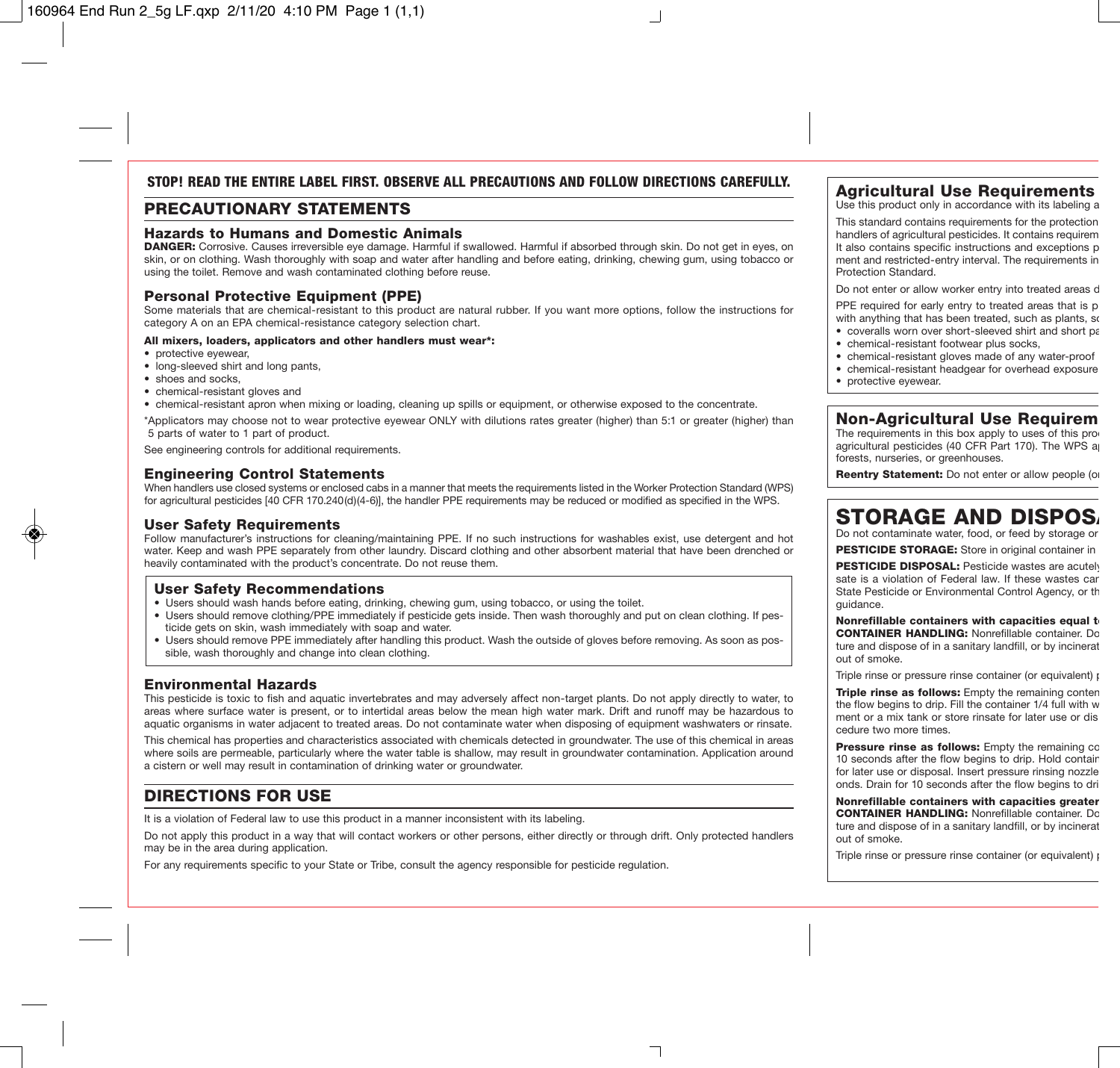**STOP! READ THE ENTIRE LABEL FIRST. OBSERVE ALL PRECAUTIONS AND FOLLOW DIRECTIONS CAREFULLY.**

## PRECAUTIONARY STATEMENTS

### Hazards to Humans and Domestic Animals

**DANGER:** Corrosive. Causes irreversible eye damage. Harmful if swallowed. Harmful if absorbed through skin. Do not get in eyes, on skin, or on clothing. Wash thoroughly with soap and water after handling and before eating, drinking, chewing gum, using tobacco or using the toilet. Remove and wash contaminated clothing before reuse.

### Personal Protective Equipment (PPE)

Some materials that are chemical-resistant to this product are natural rubber. If you want more options, follow the instructions for category A on an EPA chemical-resistance category selection chart.

**All mixers, loaders, applicators and other handlers must wear*:**

- protective eyewear,
- long-sleeved shirt and long pants,
- shoes and socks,
- chemical-resistant gloves and
- chemical-resistant apron when mixing or loading, cleaning up spills or equipment, or otherwise exposed to the concentrate.

*Applicators may choose not to wear protective eyewear ONLY with dilutions rates greater (higher) than 5:1 or greater (higher) than 5 parts of water to 1 part of product.

See engineering controls for additional requirements.

### Engineering Control Statements

When handlers use closed systems or enclosed cabs in a manner that meets the requirements listed in the Worker Protection Standard (WPS) for agricultural pesticides [40 CFR 170.240(d)(4-6)], the handler PPE requirements may be reduced or modified as specified in the WPS.

### User Safety Requirements

Follow manufacturer's instructions for cleaning/maintaining PPE. If no such instructions for washables exist, use detergent and hot water. Keep and wash PPE separately from other laundry. Discard clothing and other absorbent material that have been drenched or heavily contaminated with the product's concentrate. Do not reuse them.

### User Safety Recommendations

- Users should wash hands before eating, drinking, chewing gum, using tobacco, or using the toilet.
- Users should remove clothing/PPE immediately if pesticide gets inside. Then wash thoroughly and put on clean clothing. If pesticide gets on skin, wash immediately with soap and water.
- Users should remove PPE immediately after handling this product. Wash the outside of gloves before removing. As soon as possible, wash thoroughly and change into clean clothing.

### Environmental Hazards

This pesticide is toxic to fish and aquatic invertebrates and may adversely affect non-target plants. Do not apply directly to water, to areas where surface water is present, or to intertidal areas below the mean high water mark. Drift and runoff may be hazardous to aquatic organisms in water adjacent to treated areas. Do not contaminate water when disposing of equipment washwaters or rinsate.

This chemical has properties and characteristics associated with chemicals detected in groundwater. The use of this chemical in areas where soils are permeable, particularly where the water table is shallow, may result in groundwater contamination. Application around a cistern or well may result in contamination of drinking water or groundwater.

## DIRECTIONS FOR USE

It is a violation of Federal law to use this product in a manner inconsistent with its labeling.

Do not apply this product in a way that will contact workers or other persons, either directly or through drift. Only protected handlers may be in the area during application.

For any requirements specific to your State or Tribe, consult the agency responsible for pesticide regulation.

### Agricultural Use Requirements

Use this product only in accordance with its labeling a

This standard contains requirements for the protection handlers of agricultural pesticides. It contains requirem It also contains specific instructions and exceptions p ment and restricted-entry interval. The requirements in Protection Standard.

Do not enter or allow worker entry into treated areas d

PPE required for early entry to treated areas that is p with anything that has been treated, such as plants, s

- coveralls worn over short-sleeved shirt and short pa
- chemical-resistant footwear plus socks,
- chemical-resistant gloves made of any water-proof
- chemical-resistant headgear for overhead exposure
- protective eyewear.

### Non-Agricultural Use Requirem

The requirements in this box apply to uses of this pro agricultural pesticides (40 CFR Part 170). The WPS a forests, nurseries, or greenhouses.

**Reentry Statement:** Do not enter or allow people (o

## STORAGE AND DISPOS

Do not contaminate water, food, or feed by storage or

**PESTICIDE STORAGE:** Store in original container in

**PESTICIDE DISPOSAL:** Pesticide wastes are acutel sate is a violation of Federal law. If these wastes ca State Pesticide or Environmental Control Agency, or th guidance.

**Nonrefillable containers with capacities equal t CONTAINER HANDLING:** Nonrefillable container. Do ture and dispose of in a sanitary landfill, or by incinerat out of smoke.

Triple rinse or pressure rinse container (or equivalent) p

**Triple rinse as follows:** Empty the remaining conten the flow begins to drip. Fill the container 1/4 full with w ment or a mix tank or store rinsate for later use or dis cedure two more times.

**Pressure rinse as follows:** Empty the remaining co 10 seconds after the flow begins to drip. Hold contain for later use or disposal. Insert pressure rinsing nozzle onds. Drain for 10 seconds after the flow begins to dri

**Nonrefillable containers with capacities greater CONTAINER HANDLING:** Nonrefillable container. Do ture and dispose of in a sanitary landfill, or by incinerat out of smoke.

Triple rinse or pressure rinse container (or equivalent) p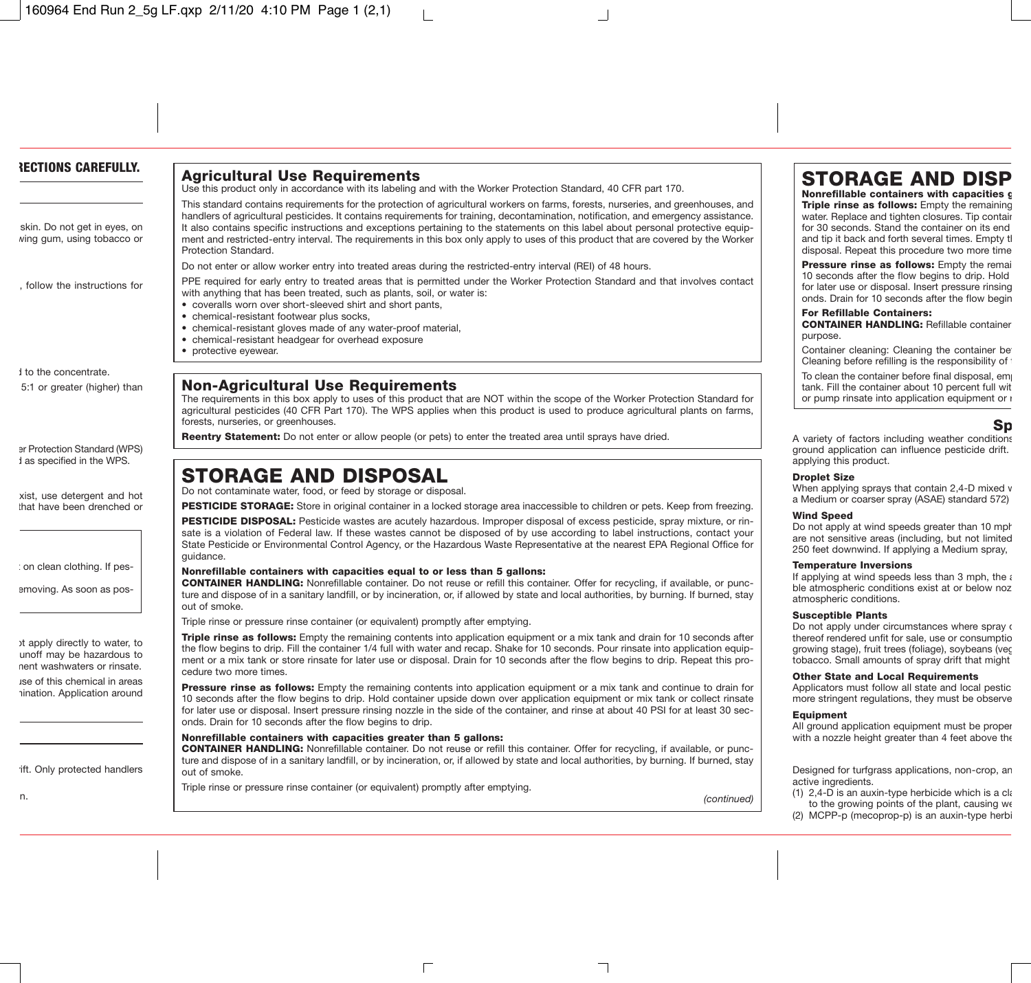RECTIONS CAREFULLY.

skin. Do not get in eyes, on
wing gum, using tobacco or

, follow the instructions for

d to the concentrate.
5:1 or greater (higher) than

er Protection Standard (WPS)
d as specified in the WPS.

xist, use detergent and hot
that have been drenched or

on clean clothing. If pes-

emoving. As soon as pos-

ot apply directly to water, to
unoff may be hazardous to
nent washwaters or rinsate.
use of this chemical in areas
nination. Application around

rift. Only protected handlers

n.

## Agricultural Use Requirements

Use this product only in accordance with its labeling and with the Worker Protection Standard, 40 CFR part 170.

This standard contains requirements for the protection of agricultural workers on farms, forests, nurseries, and greenhouses, and handlers of agricultural pesticides. It contains requirements for training, decontamination, notification, and emergency assistance. It also contains specific instructions and exceptions pertaining to the statements on this label about personal protective equipment and restricted-entry interval. The requirements in this box only apply to uses of this product that are covered by the Worker Protection Standard.

Do not enter or allow worker entry into treated areas during the restricted-entry interval (REI) of 48 hours.

PPE required for early entry to treated areas that is permitted under the Worker Protection Standard and that involves contact with anything that has been treated, such as plants, soil, or water is:

- coveralls worn over short-sleeved shirt and short pants,
- chemical-resistant footwear plus socks,
- chemical-resistant gloves made of any water-proof material,
- chemical-resistant headgear for overhead exposure
- protective eyewear.

## Non-Agricultural Use Requirements

The requirements in this box apply to uses of this product that are NOT within the scope of the Worker Protection Standard for agricultural pesticides (40 CFR Part 170). The WPS applies when this product is used to produce agricultural plants on farms, forests, nurseries, or greenhouses.

**Reentry Statement:** Do not enter or allow people (or pets) to enter the treated area until sprays have dried.

# STORAGE AND DISPOSAL

Do not contaminate water, food, or feed by storage or disposal.

**PESTICIDE STORAGE:** Store in original container in a locked storage area inaccessible to children or pets. Keep from freezing.

**PESTICIDE DISPOSAL:** Pesticide wastes are acutely hazardous. Improper disposal of excess pesticide, spray mixture, or rinsate is a violation of Federal law. If these wastes cannot be disposed of by use according to label instructions, contact your State Pesticide or Environmental Control Agency, or the Hazardous Waste Representative at the nearest EPA Regional Office for guidance.

**Nonrefillable containers with capacities equal to or less than 5 gallons:**
**CONTAINER HANDLING:** Nonrefillable container. Do not reuse or refill this container. Offer for recycling, if available, or puncture and dispose of in a sanitary landfill, or by incineration, or, if allowed by state and local authorities, by burning. If burned, stay out of smoke.

Triple rinse or pressure rinse container (or equivalent) promptly after emptying.

**Triple rinse as follows:** Empty the remaining contents into application equipment or a mix tank and drain for 10 seconds after the flow begins to drip. Fill the container 1/4 full with water and recap. Shake for 10 seconds. Pour rinsate into application equipment or a mix tank or store rinsate for later use or disposal. Drain for 10 seconds after the flow begins to drip. Repeat this procedure two more times.

**Pressure rinse as follows:** Empty the remaining contents into application equipment or a mix tank and continue to drain for 10 seconds after the flow begins to drip. Hold container upside down over application equipment or mix tank or collect rinsate for later use or disposal. Insert pressure rinsing nozzle in the side of the container, and rinse at about 40 PSI for at least 30 seconds. Drain for 10 seconds after the flow begins to drip.

**Nonrefillable containers with capacities greater than 5 gallons:**
**CONTAINER HANDLING:** Nonrefillable container. Do not reuse or refill this container. Offer for recycling, if available, or puncture and dispose of in a sanitary landfill, or by incineration, or, if allowed by state and local authorities, by burning. If burned, stay out of smoke.

Triple rinse or pressure rinse container (or equivalent) promptly after emptying.

*(continued)*

# STORAGE AND DISP

**Nonrefillable containers with capacities g**
**Triple rinse as follows:** Empty the remaining
water. Replace and tighten closures. Tip contai
for 30 seconds. Stand the container on its end
and tip it back and forth several times. Empty t
disposal. Repeat this procedure two more time

**Pressure rinse as follows:** Empty the remai
10 seconds after the flow begins to drip. Hold
for later use or disposal. Insert pressure rinsing
onds. Drain for 10 seconds after the flow begin

**For Refillable Containers:**
**CONTAINER HANDLING:** Refillable container
purpose.

Container cleaning: Cleaning the container be
Cleaning before refilling is the responsibility of

To clean the container before final disposal, em
tank. Fill the container about 10 percent full wit
or pump rinsate into application equipment or

## Sp

A variety of factors including weather conditions
ground application can influence pesticide drift.
applying this product.

**Droplet Size**
When applying sprays that contain 2,4-D mixed w
a Medium or coarser spray (ASAE) standard 572)

**Wind Speed**
Do not apply at wind speeds greater than 10 mph
are not sensitive areas (including, but not limited
250 feet downwind. If applying a Medium spray,

**Temperature Inversions**
If applying at wind speeds less than 3 mph, the a
ble atmospheric conditions exist at or below noz
atmospheric conditions.

**Susceptible Plants**
Do not apply under circumstances where spray d
thereof rendered unfit for sale, use or consumptio
growing stage), fruit trees (foliage), soybeans (veg
tobacco. Small amounts of spray drift that might

**Other State and Local Requirements**
Applicators must follow all state and local pestic
more stringent regulations, they must be observe

**Equipment**
All ground application equipment must be proper
with a nozzle height greater than 4 feet above the

Designed for turfgrass applications, non-crop, an
active ingredients.

(1) 2,4-D is an auxin-type herbicide which is a cla
to the growing points of the plant, causing we
(2) MCPP-p (mecoprop-p) is an auxin-type herbi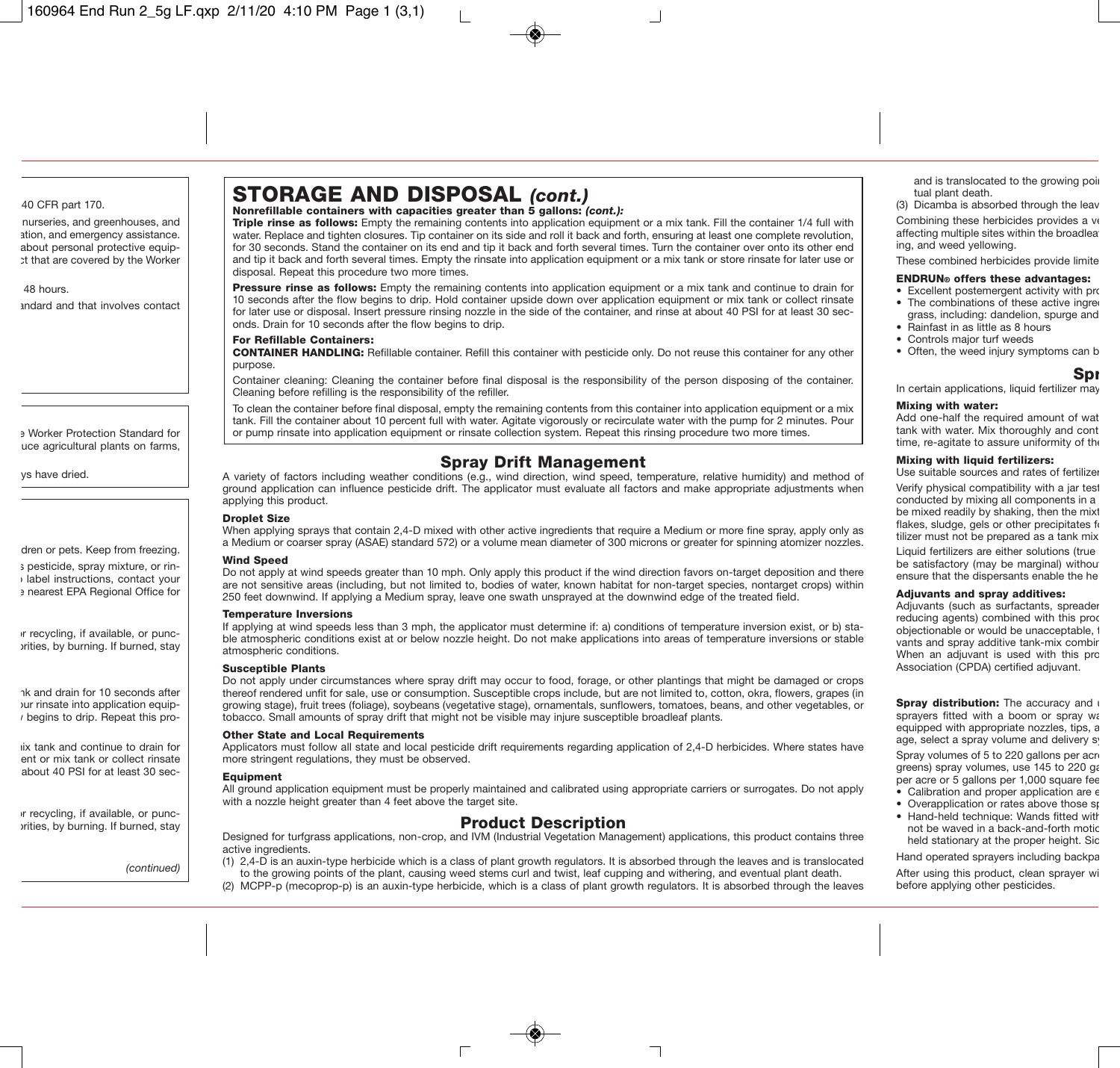40 CFR part 170.

nurseries, and greenhouses, and
ation, and emergency assistance.
about personal protective equip-
ct that are covered by the Worker

48 hours.

andard and that involves contact

e Worker Protection Standard for
uce agricultural plants on farms,

ys have dried.

dren or pets. Keep from freezing.
s pesticide, spray mixture, or rin-
label instructions, contact your
e nearest EPA Regional Office for

r recycling, if available, or punc-
rities, by burning. If burned, stay

nk and drain for 10 seconds after
our rinsate into application equip-
begins to drip. Repeat this pro-

ix tank and continue to drain for
ent or mix tank or collect rinsate
about 40 PSI for at least 30 sec-

r recycling, if available, or punc-
rities, by burning. If burned, stay

*(continued)*

# STORAGE AND DISPOSAL *(cont.)*

**Nonrefillable containers with capacities greater than 5 gallons: *(cont.):***

**Triple rinse as follows:** Empty the remaining contents into application equipment or a mix tank. Fill the container 1/4 full with water. Replace and tighten closures. Tip container on its side and roll it back and forth, ensuring at least one complete revolution, for 30 seconds. Stand the container on its end and tip it back and forth several times. Turn the container over onto its other end and tip it back and forth several times. Empty the rinsate into application equipment or a mix tank or store rinsate for later use or disposal. Repeat this procedure two more times.

**Pressure rinse as follows:** Empty the remaining contents into application equipment or a mix tank and continue to drain for 10 seconds after the flow begins to drip. Hold container upside down over application equipment or mix tank or collect rinsate for later use or disposal. Insert pressure rinsing nozzle in the side of the container, and rinse at about 40 PSI for at least 30 seconds. Drain for 10 seconds after the flow begins to drip.

**For Refillable Containers:**

**CONTAINER HANDLING:** Refillable container. Refill this container with pesticide only. Do not reuse this container for any other purpose.

Container cleaning: Cleaning the container before final disposal is the responsibility of the person disposing of the container. Cleaning before refilling is the responsibility of the refiller.

To clean the container before final disposal, empty the remaining contents from this container into application equipment or a mix tank. Fill the container about 10 percent full with water. Agitate vigorously or recirculate water with the pump for 2 minutes. Pour or pump rinsate into application equipment or rinsate collection system. Repeat this rinsing procedure two more times.

## Spray Drift Management

A variety of factors including weather conditions (e.g., wind direction, wind speed, temperature, relative humidity) and method of ground application can influence pesticide drift. The applicator must evaluate all factors and make appropriate adjustments when applying this product.

**Droplet Size**

When applying sprays that contain 2,4-D mixed with other active ingredients that require a Medium or more fine spray, apply only as a Medium or coarser spray (ASAE) standard 572) or a volume mean diameter of 300 microns or greater for spinning atomizer nozzles.

**Wind Speed**

Do not apply at wind speeds greater than 10 mph. Only apply this product if the wind direction favors on-target deposition and there are not sensitive areas (including, but not limited to, bodies of water, known habitat for non-target species, nontarget crops) within 250 feet downwind. If applying a Medium spray, leave one swath unsprayed at the downwind edge of the treated field.

**Temperature Inversions**

If applying at wind speeds less than 3 mph, the applicator must determine if: a) conditions of temperature inversion exist, or b) stable atmospheric conditions exist at or below nozzle height. Do not make applications into areas of temperature inversions or stable atmospheric conditions.

**Susceptible Plants**

Do not apply under circumstances where spray drift may occur to food, forage, or other plantings that might be damaged or crops thereof rendered unfit for sale, use or consumption. Susceptible crops include, but are not limited to, cotton, okra, flowers, grapes (in growing stage), fruit trees (foliage), soybeans (vegetative stage), ornamentals, sunflowers, tomatoes, beans, and other vegetables, or tobacco. Small amounts of spray drift that might not be visible may injure susceptible broadleaf plants.

**Other State and Local Requirements**

Applicators must follow all state and local pesticide drift requirements regarding application of 2,4-D herbicides. Where states have more stringent regulations, they must be observed.

**Equipment**

All ground application equipment must be properly maintained and calibrated using appropriate carriers or surrogates. Do not apply with a nozzle height greater than 4 feet above the target site.

## Product Description

Designed for turfgrass applications, non-crop, and IVM (Industrial Vegetation Management) applications, this product contains three active ingredients.

(1) 2,4-D is an auxin-type herbicide which is a class of plant growth regulators. It is absorbed through the leaves and is translocated to the growing points of the plant, causing weed stems curl and twist, leaf cupping and withering, and eventual plant death.

(2) MCPP-p (mecoprop-p) is an auxin-type herbicide, which is a class of plant growth regulators. It is absorbed through the leaves and is translocated to the growing poi
tual plant death.

(3) Dicamba is absorbed through the leav

Combining these herbicides provides a ve
affecting multiple sites within the broadlea
ing, and weed yellowing.

These combined herbicides provide limite

**ENDRUN® offers these advantages:**

- Excellent postemergent activity with pro
- The combinations of these active ingre grass, including: dandelion, spurge and
- Rainfast in as little as 8 hours
- Controls major turf weeds
- Often, the weed injury symptoms can b

## Spr

In certain applications, liquid fertilizer may

**Mixing with water:**

Add one-half the required amount of wat
tank with water. Mix thoroughly and cont
time, re-agitate to assure uniformity of the

**Mixing with liquid fertilizers:**

Use suitable sources and rates of fertilizer

Verify physical compatibility with a jar test
conducted by mixing all components in a
be mixed readily by shaking, then the mixt
flakes, sludge, gels or other precipitates f
tilizer must not be prepared as a tank mix

Liquid fertilizers are either solutions (true
be satisfactory (may be marginal) withou
ensure that the dispersants enable the he

**Adjuvants and spray additives:**

Adjuvants (such as surfactants, spreader
reducing agents) combined with this prod
objectionable or would be unacceptable, t
vants and spray additive tank-mix combir
When an adjuvant is used with this pro
Association (CPDA) certified adjuvant.

**Spray distribution:** The accuracy and u
sprayers fitted with a boom or spray wa
equipped with appropriate nozzles, tips, a
age, select a spray volume and delivery sy

Spray volumes of 5 to 220 gallons per acre
greens) spray volumes, use 145 to 220 ga
per acre or 5 gallons per 1,000 square fee

- Calibration and proper application are e
- Overapplication or rates above those sp
- Hand-held technique: Wands fitted with not be waved in a back-and-forth motio held stationary at the proper height. Sid

Hand operated sprayers including backpa

After using this product, clean sprayer wi
before applying other pesticides.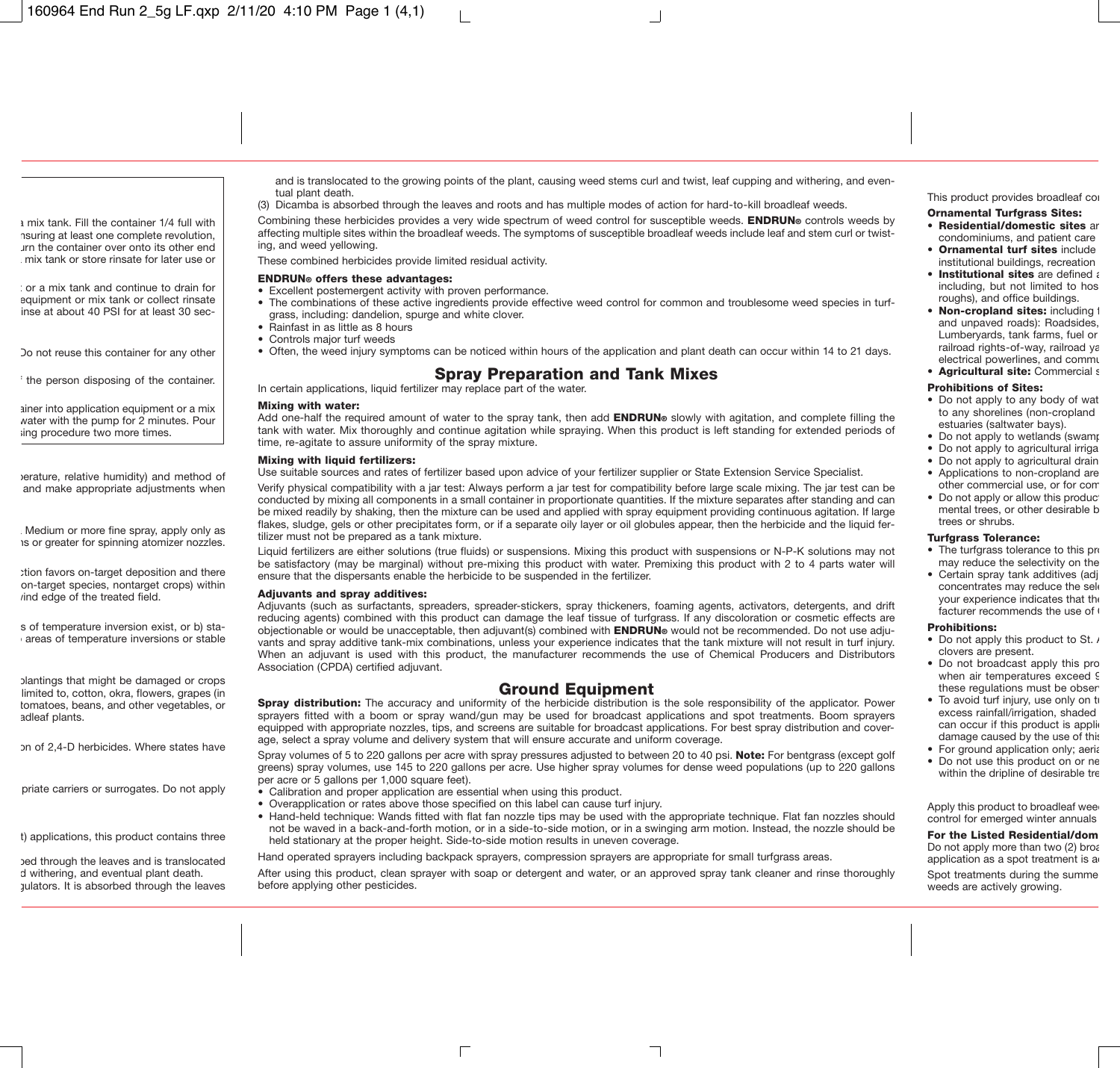a mix tank. Fill the container 1/4 full with
nsuring at least one complete revolution,
urn the container over onto its other end
mix tank or store rinsate for later use or

or a mix tank and continue to drain for
equipment or mix tank or collect rinsate
inse at about 40 PSI for at least 30 sec-

Do not reuse this container for any other

the person disposing of the container.

ainer into application equipment or a mix
water with the pump for 2 minutes. Pour
sing procedure two more times.

perature, relative humidity) and method of
and make appropriate adjustments when

Medium or more fine spray, apply only as
ns or greater for spinning atomizer nozzles.

ction favors on-target deposition and there
on-target species, nontarget crops) within
wind edge of the treated field.

s of temperature inversion exist, or b) sta-
areas of temperature inversions or stable

plantings that might be damaged or crops
limited to, cotton, okra, flowers, grapes (in
tomatoes, beans, and other vegetables, or
adleaf plants.

on of 2,4-D herbicides. Where states have

priate carriers or surrogates. Do not apply

t) applications, this product contains three

bed through the leaves and is translocated
d withering, and eventual plant death.
gulators. It is absorbed through the leaves

and is translocated to the growing points of the plant, causing weed stems curl and twist, leaf cupping and withering, and eventual plant death.

(3) Dicamba is absorbed through the leaves and roots and has multiple modes of action for hard-to-kill broadleaf weeds.

Combining these herbicides provides a very wide spectrum of weed control for susceptible weeds. **ENDRUN®** controls weeds by affecting multiple sites within the broadleaf weeds. The symptoms of susceptible broadleaf weeds include leaf and stem curl or twisting, and weed yellowing.

These combined herbicides provide limited residual activity.

**ENDRUN® offers these advantages:**

- Excellent postemergent activity with proven performance.
- The combinations of these active ingredients provide effective weed control for common and troublesome weed species in turfgrass, including: dandelion, spurge and white clover.
- Rainfast in as little as 8 hours
- Controls major turf weeds
- Often, the weed injury symptoms can be noticed within hours of the application and plant death can occur within 14 to 21 days.

## Spray Preparation and Tank Mixes

In certain applications, liquid fertilizer may replace part of the water.

**Mixing with water:**
Add one-half the required amount of water to the spray tank, then add **ENDRUN®** slowly with agitation, and complete filling the tank with water. Mix thoroughly and continue agitation while spraying. When this product is left standing for extended periods of time, re-agitate to assure uniformity of the spray mixture.

**Mixing with liquid fertilizers:**
Use suitable sources and rates of fertilizer based upon advice of your fertilizer supplier or State Extension Service Specialist.

Verify physical compatibility with a jar test: Always perform a jar test for compatibility before large scale mixing. The jar test can be conducted by mixing all components in a small container in proportionate quantities. If the mixture separates after standing and can be mixed readily by shaking, then the mixture can be used and applied with spray equipment providing continuous agitation. If large flakes, sludge, gels or other precipitates form, or if a separate oily layer or oil globules appear, then the herbicide and the liquid fertilizer must not be prepared as a tank mixture.

Liquid fertilizers are either solutions (true fluids) or suspensions. Mixing this product with suspensions or N-P-K solutions may not be satisfactory (may be marginal) without pre-mixing this product with water. Premixing this product with 2 to 4 parts water will ensure that the dispersants enable the herbicide to be suspended in the fertilizer.

**Adjuvants and spray additives:**
Adjuvants (such as surfactants, spreaders, spreader-stickers, spray thickeners, foaming agents, activators, detergents, and drift reducing agents) combined with this product can damage the leaf tissue of turfgrass. If any discoloration or cosmetic effects are objectionable or would be unacceptable, then adjuvant(s) combined with **ENDRUN®** would not be recommended. Do not use adjuvants and spray additive tank-mix combinations, unless your experience indicates that the tank mixture will not result in turf injury. When an adjuvant is used with this product, the manufacturer recommends the use of Chemical Producers and Distributors Association (CPDA) certified adjuvant.

## Ground Equipment

**Spray distribution:** The accuracy and uniformity of the herbicide distribution is the sole responsibility of the applicator. Power sprayers fitted with a boom or spray wand/gun may be used for broadcast applications and spot treatments. Boom sprayers equipped with appropriate nozzles, tips, and screens are suitable for broadcast applications. For best spray distribution and coverage, select a spray volume and delivery system that will ensure accurate and uniform coverage.

Spray volumes of 5 to 220 gallons per acre with spray pressures adjusted to between 20 to 40 psi. **Note:** For bentgrass (except golf greens) spray volumes, use 145 to 220 gallons per acre. Use higher spray volumes for dense weed populations (up to 220 gallons per acre or 5 gallons per 1,000 square feet).

- Calibration and proper application are essential when using this product.
- Overapplication or rates above those specified on this label can cause turf injury.
- Hand-held technique: Wands fitted with flat fan nozzle tips may be used with the appropriate technique. Flat fan nozzles should not be waved in a back-and-forth motion, or in a side-to-side motion, or in a swinging arm motion. Instead, the nozzle should be held stationary at the proper height. Side-to-side motion results in uneven coverage.

Hand operated sprayers including backpack sprayers, compression sprayers are appropriate for small turfgrass areas.

After using this product, clean sprayer with soap or detergent and water, or an approved spray tank cleaner and rinse thoroughly before applying other pesticides.

This product provides broadleaf co

**Ornamental Turfgrass Sites:**

- **Residential/domestic sites** ar condominiums, and patient care
- **Ornamental turf sites** include institutional buildings, recreation
- **Institutional sites** are defined a including, but not limited to hos roughs), and office buildings.
- **Non-cropland sites:** including and unpaved roads): Roadsides, Lumberyards, tank farms, fuel or railroad rights-of-way, railroad ya electrical powerlines, and commu
- **Agricultural site:** Commercial s

**Prohibitions of Sites:**

- Do not apply to any body of wat to any shorelines (non-cropland estuaries (saltwater bays).
- Do not apply to wetlands (swamp
- Do not apply to agricultural irriga
- Do not apply to agricultural drain
- Applications to non-cropland are other commercial use, or for com
- Do not apply or allow this product mental trees, or other desirable b trees or shrubs.

**Turfgrass Tolerance:**

- The turfgrass tolerance to this pr may reduce the selectivity on the
- Certain spray tank additives (adj concentrates may reduce the sel your experience indicates that th facturer recommends the use of

**Prohibitions:**

- Do not apply this product to St. clovers are present.
- Do not broadcast apply this pro when air temperatures exceed these regulations must be obser
- To avoid turf injury, use only on t excess rainfall/irrigation, shaded can occur if this product is appli damage caused by the use of thi
- For ground application only; aeria
- Do not use this product on or ne within the dripline of desirable tre

Apply this product to broadleaf wee control for emerged winter annuals

**For the Listed Residential/dom**
Do not apply more than two (2) broa application as a spot treatment is a

Spot treatments during the summe weeds are actively growing.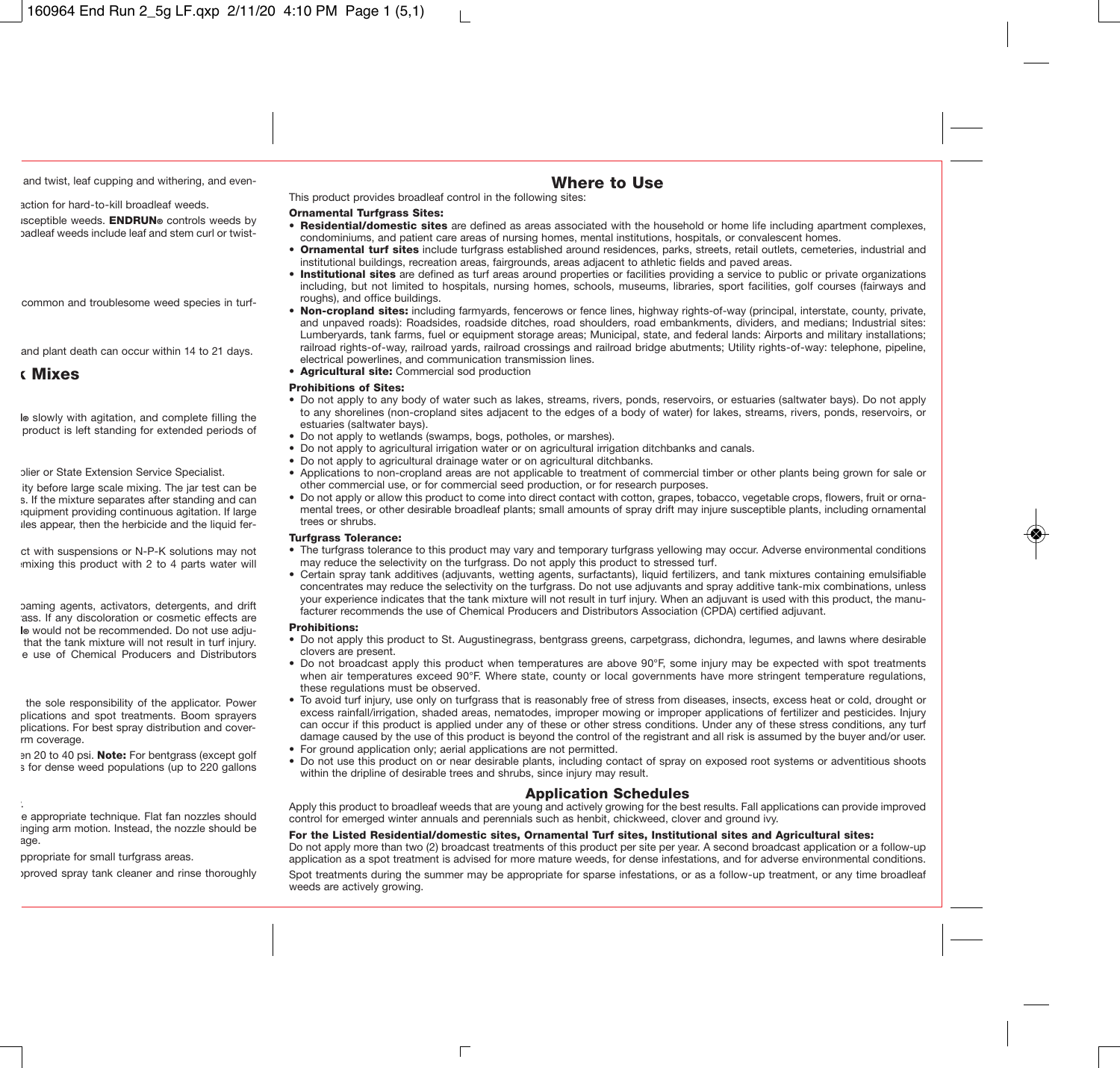## Where to Use

This product provides broadleaf control in the following sites:

**Ornamental Turfgrass Sites:**

- **Residential/domestic sites** are defined as areas associated with the household or home life including apartment complexes, condominiums, and patient care areas of nursing homes, mental institutions, hospitals, or convalescent homes.
- **Ornamental turf sites** include turfgrass established around residences, parks, streets, retail outlets, cemeteries, industrial and institutional buildings, recreation areas, fairgrounds, areas adjacent to athletic fields and paved areas.
- **Institutional sites** are defined as turf areas around properties or facilities providing a service to public or private organizations including, but not limited to hospitals, nursing homes, schools, museums, libraries, sport facilities, golf courses (fairways and roughs), and office buildings.
- **Non-cropland sites:** including farmyards, fencerows or fence lines, highway rights-of-way (principal, interstate, county, private, and unpaved roads): Roadsides, roadside ditches, road shoulders, road embankments, dividers, and medians; Industrial sites: Lumberyards, tank farms, fuel or equipment storage areas; Municipal, state, and federal lands: Airports and military installations; railroad rights-of-way, railroad yards, railroad crossings and railroad bridge abutments; Utility rights-of-way: telephone, pipeline, electrical powerlines, and communication transmission lines.
- **Agricultural site:** Commercial sod production

**Prohibitions of Sites:**

- Do not apply to any body of water such as lakes, streams, rivers, ponds, reservoirs, or estuaries (saltwater bays). Do not apply to any shorelines (non-cropland sites adjacent to the edges of a body of water) for lakes, streams, rivers, ponds, reservoirs, or estuaries (saltwater bays).
- Do not apply to wetlands (swamps, bogs, potholes, or marshes).
- Do not apply to agricultural irrigation water or on agricultural irrigation ditchbanks and canals.
- Do not apply to agricultural drainage water or on agricultural ditchbanks.
- Applications to non-cropland areas are not applicable to treatment of commercial timber or other plants being grown for sale or other commercial use, or for commercial seed production, or for research purposes.
- Do not apply or allow this product to come into direct contact with cotton, grapes, tobacco, vegetable crops, flowers, fruit or ornamental trees, or other desirable broadleaf plants; small amounts of spray drift may injure susceptible plants, including ornamental trees or shrubs.

**Turfgrass Tolerance:**

- The turfgrass tolerance to this product may vary and temporary turfgrass yellowing may occur. Adverse environmental conditions may reduce the selectivity on the turfgrass. Do not apply this product to stressed turf.
- Certain spray tank additives (adjuvants, wetting agents, surfactants), liquid fertilizers, and tank mixtures containing emulsifiable concentrates may reduce the selectivity on the turfgrass. Do not use adjuvants and spray additive tank-mix combinations, unless your experience indicates that the tank mixture will not result in turf injury. When an adjuvant is used with this product, the manufacturer recommends the use of Chemical Producers and Distributors Association (CPDA) certified adjuvant.

**Prohibitions:**

- Do not apply this product to St. Augustinegrass, bentgrass greens, carpetgrass, dichondra, legumes, and lawns where desirable clovers are present.
- Do not broadcast apply this product when temperatures are above 90°F, some injury may be expected with spot treatments when air temperatures exceed 90°F. Where state, county or local governments have more stringent temperature regulations, these regulations must be observed.
- To avoid turf injury, use only on turfgrass that is reasonably free of stress from diseases, insects, excess heat or cold, drought or excess rainfall/irrigation, shaded areas, nematodes, improper mowing or improper applications of fertilizer and pesticides. Injury can occur if this product is applied under any of these or other stress conditions. Under any of these stress conditions, any turf damage caused by the use of this product is beyond the control of the registrant and all risk is assumed by the buyer and/or user.
- For ground application only; aerial applications are not permitted.
- Do not use this product on or near desirable plants, including contact of spray on exposed root systems or adventitious shoots within the dripline of desirable trees and shrubs, since injury may result.

## Application Schedules

Apply this product to broadleaf weeds that are young and actively growing for the best results. Fall applications can provide improved control for emerged winter annuals and perennials such as henbit, chickweed, clover and ground ivy.

**For the Listed Residential/domestic sites, Ornamental Turf sites, Institutional sites and Agricultural sites:**

Do not apply more than two (2) broadcast treatments of this product per site per year. A second broadcast application or a follow-up application as a spot treatment is advised for more mature weeds, for dense infestations, and for adverse environmental conditions.

Spot treatments during the summer may be appropriate for sparse infestations, or as a follow-up treatment, or any time broadleaf weeds are actively growing.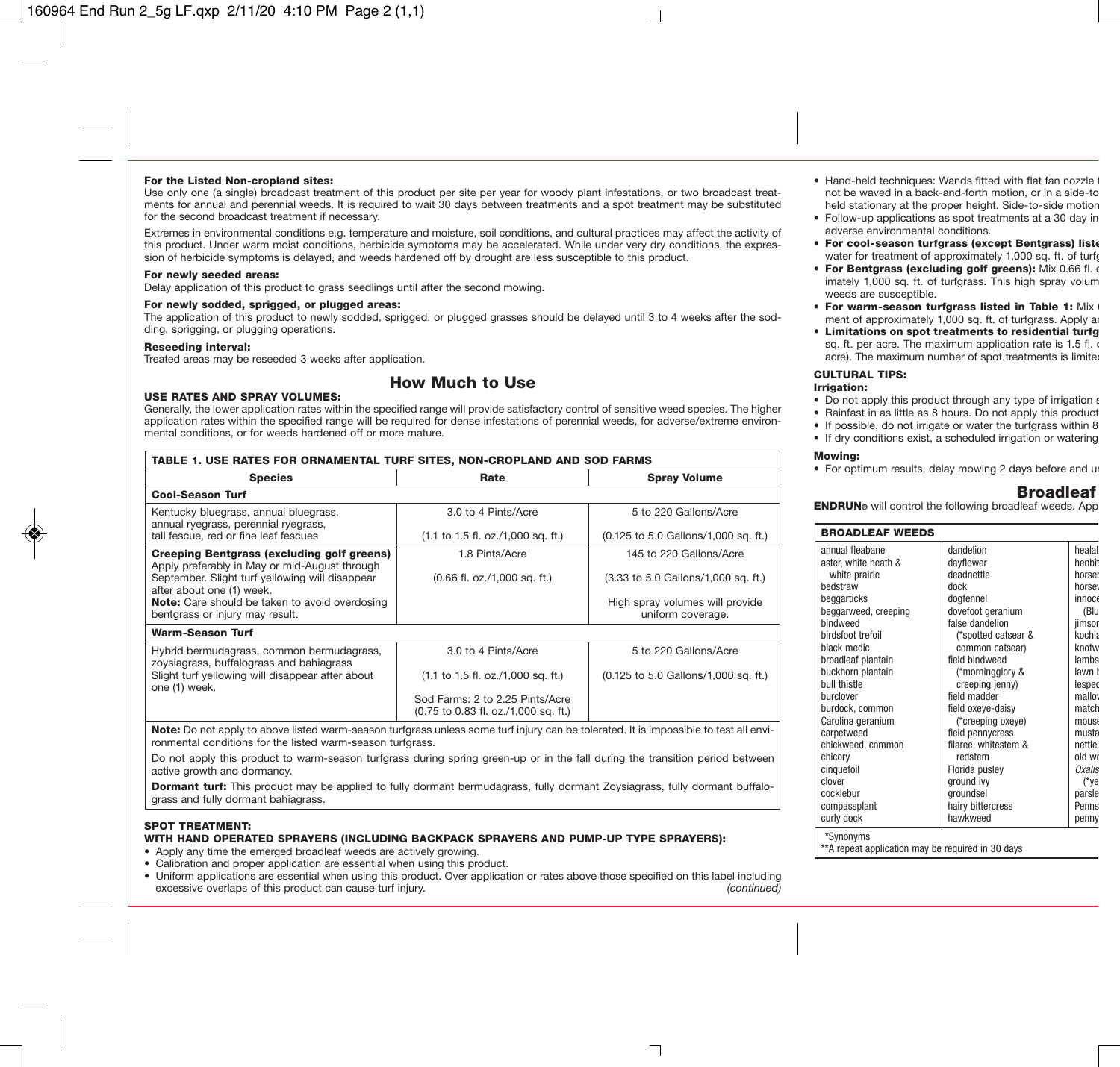**For the Listed Non-cropland sites:**
Use only one (a single) broadcast treatment of this product per site per year for woody plant infestations, or two broadcast treatments for annual and perennial weeds. It is required to wait 30 days between treatments and a spot treatment may be substituted for the second broadcast treatment if necessary.

Extremes in environmental conditions e.g. temperature and moisture, soil conditions, and cultural practices may affect the activity of this product. Under warm moist conditions, herbicide symptoms may be accelerated. While under very dry conditions, the expression of herbicide symptoms is delayed, and weeds hardened off by drought are less susceptible to this product.

**For newly seeded areas:**
Delay application of this product to grass seedlings until after the second mowing.

**For newly sodded, sprigged, or plugged areas:**
The application of this product to newly sodded, sprigged, or plugged grasses should be delayed until 3 to 4 weeks after the sodding, sprigging, or plugging operations.

**Reseeding interval:**
Treated areas may be reseeded 3 weeks after application.

## How Much to Use

**USE RATES AND SPRAY VOLUMES:**
Generally, the lower application rates within the specified range will provide satisfactory control of sensitive weed species. The higher application rates within the specified range will be required for dense infestations of perennial weeds, for adverse/extreme environmental conditions, or for weeds hardened off or more mature.

| TABLE 1. USE RATES FOR ORNAMENTAL TURF SITES, NON-CROPLAND AND SOD FARMS | | |
|---|---|---|
| **Species** | **Rate** | **Spray Volume** |
| **Cool-Season Turf** | | |
| Kentucky bluegrass, annual bluegrass, annual ryegrass, perennial ryegrass, tall fescue, red or fine leaf fescues | 3.0 to 4 Pints/Acre (1.1 to 1.5 fl. oz./1,000 sq. ft.) | 5 to 220 Gallons/Acre (0.125 to 5.0 Gallons/1,000 sq. ft.) |
| **Creeping Bentgrass (excluding golf greens)** Apply preferably in May or mid-August through September. Slight turf yellowing will disappear after about one (1) week. **Note:** Care should be taken to avoid overdosing bentgrass or injury may result. | 1.8 Pints/Acre (0.66 fl. oz./1,000 sq. ft.) | 145 to 220 Gallons/Acre (3.33 to 5.0 Gallons/1,000 sq. ft.) High spray volumes will provide uniform coverage. |
| **Warm-Season Turf** | | |
| Hybrid bermudagrass, common bermudagrass, zoysiagrass, buffalograss and bahiagrass Slight turf yellowing will disappear after about one (1) week. | 3.0 to 4 Pints/Acre (1.1 to 1.5 fl. oz./1,000 sq. ft.) Sod Farms: 2 to 2.25 Pints/Acre (0.75 to 0.83 fl. oz./1,000 sq. ft.) | 5 to 220 Gallons/Acre (0.125 to 5.0 Gallons/1,000 sq. ft.) |

**Note:** Do not apply to above listed warm-season turfgrass unless some turf injury can be tolerated. It is impossible to test all environmental conditions for the listed warm-season turfgrass.

Do not apply this product to warm-season turfgrass during spring green-up or in the fall during the transition period between active growth and dormancy.

**Dormant turf:** This product may be applied to fully dormant bermudagrass, fully dormant Zoysiagrass, fully dormant buffalograss and fully dormant bahiagrass.

**SPOT TREATMENT:**
**WITH HAND OPERATED SPRAYERS (INCLUDING BACKPACK SPRAYERS AND PUMP-UP TYPE SPRAYERS):**

- Apply any time the emerged broadleaf weeds are actively growing.
- Calibration and proper application are essential when using this product.
- Uniform applications are essential when using this product. Over application or rates above those specified on this label including excessive overlaps of this product can cause turf injury. *(continued)*

- Hand-held techniques: Wands fitted with flat fan nozzle t not be waved in a back-and-forth motion, or in a side-to held stationary at the proper height. Side-to-side motion
- Follow-up applications as spot treatments at a 30 day in adverse environmental conditions.
- **For cool-season turfgrass (except Bentgrass) liste** water for treatment of approximately 1,000 sq. ft. of turfg
- **For Bentgrass (excluding golf greens):** Mix 0.66 fl. o imately 1,000 sq. ft. of turfgrass. This high spray volum weeds are susceptible.
- **For warm-season turfgrass listed in Table 1:** Mix ment of approximately 1,000 sq. ft. of turfgrass. Apply a
- **Limitations on spot treatments to residential turfg** sq. ft. per acre. The maximum application rate is 1.5 fl. acre). The maximum number of spot treatments is limite

**CULTURAL TIPS:**

**Irrigation:**

- Do not apply this product through any type of irrigation s
- Rainfast in as little as 8 hours. Do not apply this product
- If possible, do not irrigate or water the turfgrass within 8
- If dry conditions exist, a scheduled irrigation or watering

**Mowing:**

- For optimum results, delay mowing 2 days before and u

## Broadleaf

**ENDRUN®** will control the following broadleaf weeds. App

| BROADLEAF WEEDS | | |
|---|---|---|
| annual fleabane | dandelion | healal |
| aster, white heath & white prairie | dayflower | henbit |
| bedstraw | deadnettle | horser |
| beggarticks | dock | horsev |
| beggarweed, creeping | dogfennel | innoce |
| bindweed | dovefoot geranium | (Blu |
| birdsfoot trefoil | false dandelion (*spotted catsear & common catsear) | jimsor |
| black medic | | kochia |
| broadleaf plantain | field bindweed (*morningglory & creeping jenny) | knotw |
| buckhorn plantain | | lambs |
| bull thistle | | lawn b |
| burclover | field madder | lesped |
| burdock, common | field oxeye-daisy (*creeping oxeye) | mallov |
| Carolina geranium | | match |
| carpetweed | field pennycress | mouse |
| chickweed, common | filaree, whitestem & redstem | musta |
| chicory | | nettle |
| cinquefoil | Florida pusley | old wo |
| clover | ground ivy | *Oxalis* (*ye |
| cocklebur | groundsel | parsle |
| compassplant | hairy bittercress | Penns |
| curly dock | hawkweed | penny |

*Synonyms
**A repeat application may be required in 30 days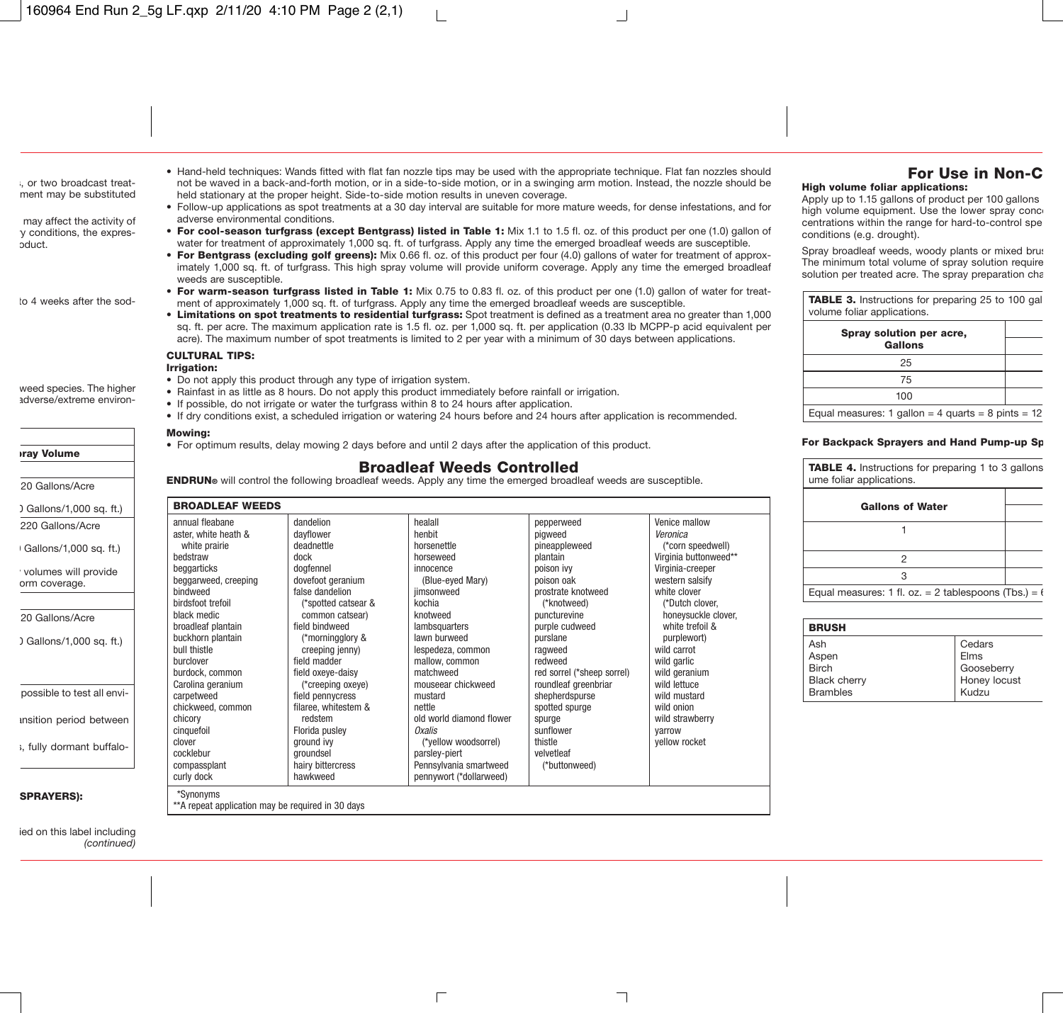, or two broadcast treatment may be substituted

may affect the activity of y conditions, the expression oduct.

to 4 weeks after the sod-

weed species. The higher adverse/extreme environ-

| ray Volume |
|---|
| 20 Gallons/Acre |
| ) Gallons/1,000 sq. ft.) |
| 220 Gallons/Acre |
| Gallons/1,000 sq. ft.) |
| volumes will provide orm coverage. |
| 20 Gallons/Acre |
| ) Gallons/1,000 sq. ft.) |

possible to test all envi-

ansition period between

, fully dormant buffalo-

**SPRAYERS):**

ied on this label including *(continued)*

- Hand-held techniques: Wands fitted with flat fan nozzle tips may be used with the appropriate technique. Flat fan nozzles should not be waved in a back-and-forth motion, or in a side-to-side motion, or in a swinging arm motion. Instead, the nozzle should be held stationary at the proper height. Side-to-side motion results in uneven coverage.
- Follow-up applications as spot treatments at a 30 day interval are suitable for more mature weeds, for dense infestations, and for adverse environmental conditions.
- **For cool-season turfgrass (except Bentgrass) listed in Table 1:** Mix 1.1 to 1.5 fl. oz. of this product per one (1.0) gallon of water for treatment of approximately 1,000 sq. ft. of turfgrass. Apply any time the emerged broadleaf weeds are susceptible.
- **For Bentgrass (excluding golf greens):** Mix 0.66 fl. oz. of this product per four (4.0) gallons of water for treatment of approximately 1,000 sq. ft. of turfgrass. This high spray volume will provide uniform coverage. Apply any time the emerged broadleaf weeds are susceptible.
- **For warm-season turfgrass listed in Table 1:** Mix 0.75 to 0.83 fl. oz. of this product per one (1.0) gallon of water for treatment of approximately 1,000 sq. ft. of turfgrass. Apply any time the emerged broadleaf weeds are susceptible.
- **Limitations on spot treatments to residential turfgrass:** Spot treatment is defined as a treatment area no greater than 1,000 sq. ft. per acre. The maximum application rate is 1.5 fl. oz. per 1,000 sq. ft. per application (0.33 lb MCPP-p acid equivalent per acre). The maximum number of spot treatments is limited to 2 per year with a minimum of 30 days between applications.

**CULTURAL TIPS:**

**Irrigation:**

- Do not apply this product through any type of irrigation system.
- Rainfast in as little as 8 hours. Do not apply this product immediately before rainfall or irrigation.
- If possible, do not irrigate or water the turfgrass within 8 to 24 hours after application.
- If dry conditions exist, a scheduled irrigation or watering 24 hours before and 24 hours after application is recommended.

**Mowing:**

- For optimum results, delay mowing 2 days before and until 2 days after the application of this product.

## Broadleaf Weeds Controlled

**ENDRUN®** will control the following broadleaf weeds. Apply any time the emerged broadleaf weeds are susceptible.

| BROADLEAF WEEDS | | | | |
|---|---|---|---|---|
| annual fleabane | dandelion | healall | pepperweed | Venice mallow |
| aster, white heath & white prairie | dayflower | henbit | pigweed | *Veronica* (*corn speedwell) |
| bedstraw | deadnettle | horsenettle | pineappleweed | Virginia buttonweed** |
| beggarticks | dock | horseweed | plantain | Virginia-creeper |
| beggarweed, creeping | dogfennel | innocence (Blue-eyed Mary) | poison ivy | western salsify |
| bindweed | dovefoot geranium | jimsonweed | poison oak | white clover (*Dutch clover, honeysuckle clover, white trefoil & purplewort) |
| birdsfoot trefoil | false dandelion (*spotted catsear & common catsear) | kochia | prostrate knotweed (*knotweed) | wild carrot |
| black medic | field bindweed (*morningglory & creeping jenny) | knotweed | puncturevine | wild garlic |
| broadleaf plantain | field madder | lambsquarters | purple cudweed | wild geranium |
| buckhorn plantain | field oxeye-daisy (*creeping oxeye) | lawn burweed | purslane | wild lettuce |
| bull thistle | field pennycress | lespedeza, common | ragweed | wild mustard |
| burclover | filaree, whitestem & redstem | mallow, common | redweed | wild onion |
| burdock, common | Florida pusley | matchweed | red sorrel (*sheep sorrel) | wild strawberry |
| Carolina geranium | ground ivy | mouseear chickweed | roundleaf greenbriar | yarrow |
| carpetweed | groundsel | mustard | shepherdspurse | yellow rocket |
| chickweed, common | hairy bittercress | nettle | spotted spurge | |
| chicory | hawkweed | old world diamond flower | spurge | |
| cinquefoil | | *Oxalis* (*yellow woodsorrel) | sunflower | |
| clover | | parsley-piert | thistle | |
| cocklebur | | Pennsylvania smartweed | velvetleaf (*buttonweed) | |
| compassplant | | pennywort (*dollarweed) | | |
| curly dock | | | | |

*Synonyms
**A repeat application may be required in 30 days

## For Use in Non-C

**High volume foliar applications:**

Apply up to 1.15 gallons of product per 100 gallons high volume equipment. Use the lower spray conc centrations within the range for hard-to-control spe conditions (e.g. drought).

Spray broadleaf weeds, woody plants or mixed brus The minimum total volume of spray solution require solution per treated acre. The spray preparation cha

**TABLE 3.** Instructions for preparing 25 to 100 gal volume foliar applications.

| Spray solution per acre, Gallons | |
|---|---|
| 25 | |
| 75 | |
| 100 | |

Equal measures: 1 gallon = 4 quarts = 8 pints = 12

**For Backpack Sprayers and Hand Pump-up Sp**

**TABLE 4.** Instructions for preparing 1 to 3 gallons ume foliar applications.

| Gallons of Water | |
|---|---|
| 1 | |
| 2 | |
| 3 | |

Equal measures: 1 fl. oz. = 2 tablespoons (Tbs.) = 6

| BRUSH | |
|---|---|
| Ash | Cedars |
| Aspen | Elms |
| Birch | Gooseberry |
| Black cherry | Honey locust |
| Brambles | Kudzu |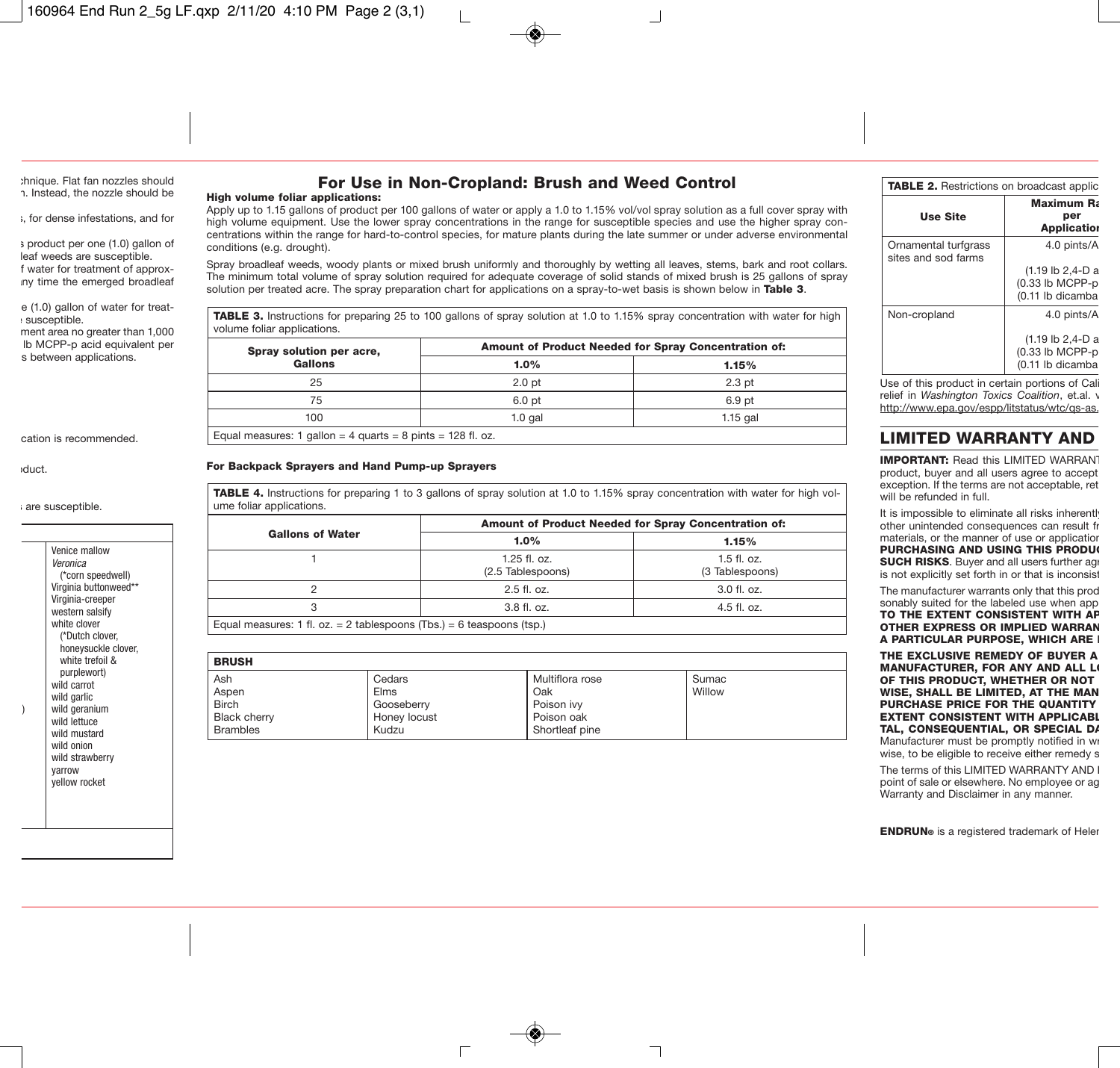chnique. Flat fan nozzles should n. Instead, the nozzle should be

s, for dense infestations, and for

s product per one (1.0) gallon of leaf weeds are susceptible. f water for treatment of approx- ny time the emerged broadleaf

e (1.0) gallon of water for treat- susceptible. ment area no greater than 1,000 lb MCPP-p acid equivalent per s between applications.

cation is recommended.

oduct.

are susceptible.

| | |
|---|---|
| ) | Venice mallow<br>*Veronica*<br>(*corn speedwell)<br>Virginia buttonweed**<br>Virginia-creeper<br>western salsify<br>white clover<br>(*Dutch clover, honeysuckle clover, white trefoil & purplewort)<br>wild carrot<br>wild garlic<br>wild geranium<br>wild lettuce<br>wild mustard<br>wild onion<br>wild strawberry<br>yarrow<br>yellow rocket |

## For Use in Non-Cropland: Brush and Weed Control

**High volume foliar applications:**

Apply up to 1.15 gallons of product per 100 gallons of water or apply a 1.0 to 1.15% vol/vol spray solution as a full cover spray with high volume equipment. Use the lower spray concentrations in the range for susceptible species and use the higher spray concentrations within the range for hard-to-control species, for mature plants during the late summer or under adverse environmental conditions (e.g. drought).

Spray broadleaf weeds, woody plants or mixed brush uniformly and thoroughly by wetting all leaves, stems, bark and root collars. The minimum total volume of spray solution required for adequate coverage of solid stands of mixed brush is 25 gallons of spray solution per treated acre. The spray preparation chart for applications on a spray-to-wet basis is shown below in **Table 3**.

**TABLE 3.** Instructions for preparing 25 to 100 gallons of spray solution at 1.0 to 1.15% spray concentration with water for high volume foliar applications.

| Spray solution per acre, Gallons | Amount of Product Needed for Spray Concentration of: | |
|---|---|---|
| | **1.0%** | **1.15%** |
| 25 | 2.0 pt | 2.3 pt |
| 75 | 6.0 pt | 6.9 pt |
| 100 | 1.0 gal | 1.15 gal |

Equal measures: 1 gallon = 4 quarts = 8 pints = 128 fl. oz.

**For Backpack Sprayers and Hand Pump-up Sprayers**

**TABLE 4.** Instructions for preparing 1 to 3 gallons of spray solution at 1.0 to 1.15% spray concentration with water for high volume foliar applications.

| Gallons of Water | Amount of Product Needed for Spray Concentration of: | |
|---|---|---|
| | **1.0%** | **1.15%** |
| 1 | 1.25 fl. oz. (2.5 Tablespoons) | 1.5 fl. oz. (3 Tablespoons) |
| 2 | 2.5 fl. oz. | 3.0 fl. oz. |
| 3 | 3.8 fl. oz. | 4.5 fl. oz. |

Equal measures: 1 fl. oz. = 2 tablespoons (Tbs.) = 6 teaspoons (tsp.)

| **BRUSH** | | | |
|---|---|---|---|
| Ash<br>Aspen<br>Birch<br>Black cherry<br>Brambles | Cedars<br>Elms<br>Gooseberry<br>Honey locust<br>Kudzu | Multiflora rose<br>Oak<br>Poison ivy<br>Poison oak<br>Shortleaf pine | Sumac<br>Willow |

**TABLE 2.** Restrictions on broadcast applic

| Use Site | Maximum Ra per Application |
|---|---|
| Ornamental turfgrass sites and sod farms | 4.0 pints/A<br>(1.19 lb 2,4-D a<br>(0.33 lb MCPP-p<br>(0.11 lb dicamba |
| Non-cropland | 4.0 pints/A<br>(1.19 lb 2,4-D a<br>(0.33 lb MCPP-p<br>(0.11 lb dicamba |

Use of this product in certain portions of Cali relief in *Washington Toxics Coalition*, et.al. v http://www.epa.gov/espp/litstatus/wtc/qs-as.

## LIMITED WARRANTY AND

**IMPORTANT:** Read this LIMITED WARRANT product, buyer and all users agree to accept exception. If the terms are not acceptable, ret will be refunded in full.

It is impossible to eliminate all risks inherentl other unintended consequences can result fr materials, or the manner of use or application **PURCHASING AND USING THIS PRODU SUCH RISKS**. Buyer and all users further agr is not explicitly set forth in or that is inconsist

The manufacturer warrants only that this prod sonably suited for the labeled use when app **TO THE EXTENT CONSISTENT WITH AP OTHER EXPRESS OR IMPLIED WARRAN A PARTICULAR PURPOSE, WHICH ARE**

**THE EXCLUSIVE REMEDY OF BUYER A MANUFACTURER, FOR ANY AND ALL L OF THIS PRODUCT, WHETHER OR NOT WISE, SHALL BE LIMITED, AT THE MAN PURCHASE PRICE FOR THE QUANTITY EXTENT CONSISTENT WITH APPLICABL TAL, CONSEQUENTIAL, OR SPECIAL DA** Manufacturer must be promptly notified in wr wise, to be eligible to receive either remedy s

The terms of this LIMITED WARRANTY AND point of sale or elsewhere. No employee or ag Warranty and Disclaimer in any manner.

**ENDRUN®** is a registered trademark of Heler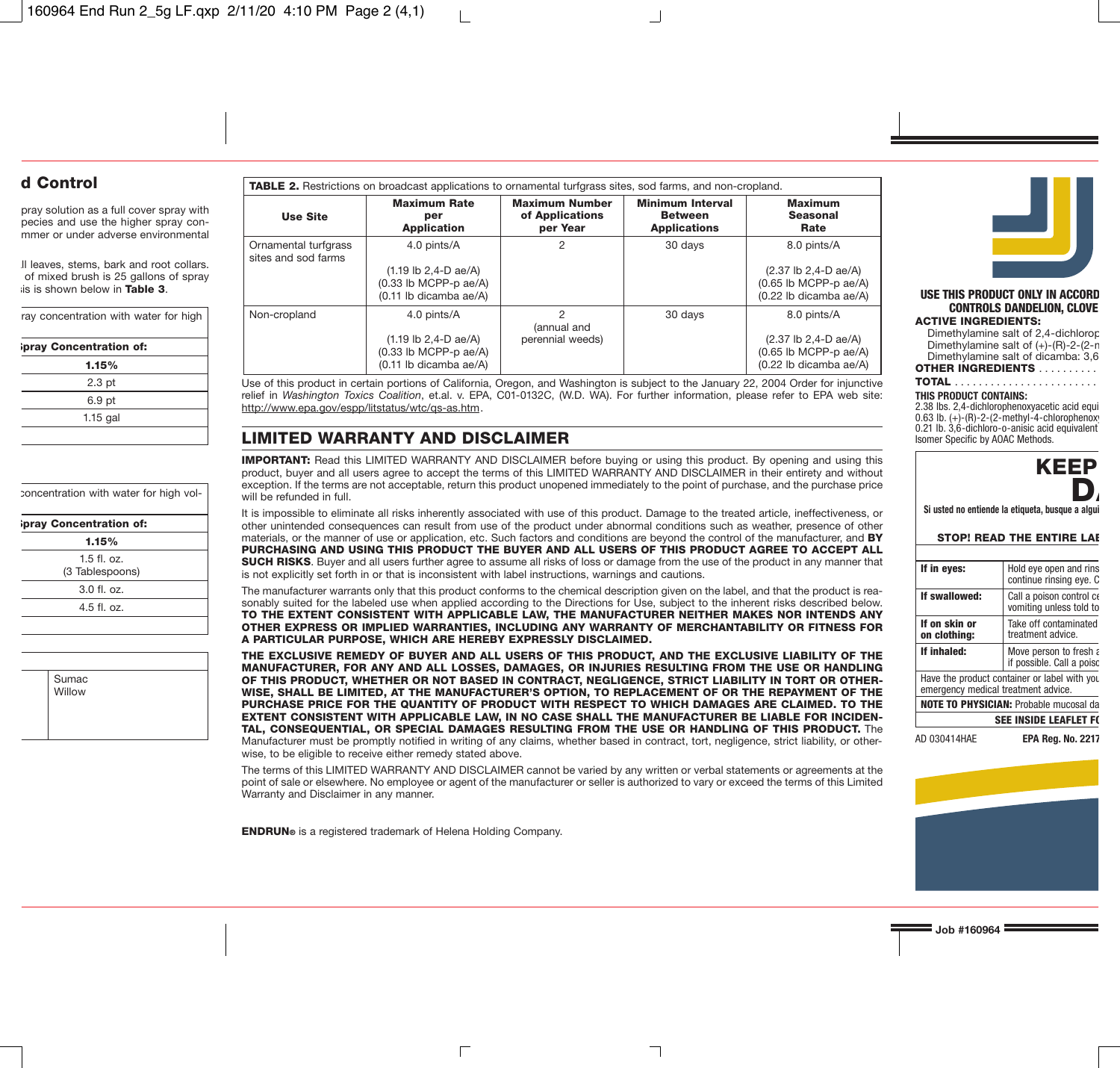## d Control

pray solution as a full cover spray with pecies and use the higher spray con- mmer or under adverse environmental

ll leaves, stems, bark and root collars. of mixed brush is 25 gallons of spray is is shown below in **Table 3**.

| ray concentration with water for high |
|---|
| **Spray Concentration of:** |
| **1.15%** |
| 2.3 pt |
| 6.9 pt |
| 1.15 gal |

| concentration with water for high vol- |
|---|
| **Spray Concentration of:** |
| **1.15%** |
| 1.5 fl. oz. (3 Tablespoons) |
| 3.0 fl. oz. |
| 4.5 fl. oz. |

| | |
|---|---|
| | Sumac<br>Willow |

**TABLE 2.** Restrictions on broadcast applications to ornamental turfgrass sites, sod farms, and non-cropland.

| Use Site | Maximum Rate per Application | Maximum Number of Applications per Year | Minimum Interval Between Applications | Maximum Seasonal Rate |
|---|---|---|---|---|
| Ornamental turfgrass sites and sod farms | 4.0 pints/A<br><br>(1.19 lb 2,4-D ae/A)<br>(0.33 lb MCPP-p ae/A)<br>(0.11 lb dicamba ae/A) | 2 | 30 days | 8.0 pints/A<br><br>(2.37 lb 2,4-D ae/A)<br>(0.65 lb MCPP-p ae/A)<br>(0.22 lb dicamba ae/A) |
| Non-cropland | 4.0 pints/A<br><br>(1.19 lb 2,4-D ae/A)<br>(0.33 lb MCPP-p ae/A)<br>(0.11 lb dicamba ae/A) | 2<br>(annual and perennial weeds) | 30 days | 8.0 pints/A<br><br>(2.37 lb 2,4-D ae/A)<br>(0.65 lb MCPP-p ae/A)<br>(0.22 lb dicamba ae/A) |

Use of this product in certain portions of California, Oregon, and Washington is subject to the January 22, 2004 Order for injunctive relief in *Washington Toxics Coalition*, et.al. v. EPA, C01-0132C, (W.D. WA). For further information, please refer to EPA web site: http://www.epa.gov/espp/litstatus/wtc/qs-as.htm.

## LIMITED WARRANTY AND DISCLAIMER

**IMPORTANT:** Read this LIMITED WARRANTY AND DISCLAIMER before buying or using this product. By opening and using this product, buyer and all users agree to accept the terms of this LIMITED WARRANTY AND DISCLAIMER in their entirety and without exception. If the terms are not acceptable, return this product unopened immediately to the point of purchase, and the purchase price will be refunded in full.

It is impossible to eliminate all risks inherently associated with use of this product. Damage to the treated article, ineffectiveness, or other unintended consequences can result from use of the product under abnormal conditions such as weather, presence of other materials, or the manner of use or application, etc. Such factors and conditions are beyond the control of the manufacturer, and **BY PURCHASING AND USING THIS PRODUCT THE BUYER AND ALL USERS OF THIS PRODUCT AGREE TO ACCEPT ALL SUCH RISKS**. Buyer and all users further agree to assume all risks of loss or damage from the use of the product in any manner that is not explicitly set forth in or that is inconsistent with label instructions, warnings and cautions.

The manufacturer warrants only that this product conforms to the chemical description given on the label, and that the product is reasonably suited for the labeled use when applied according to the Directions for Use, subject to the inherent risks described below. **TO THE EXTENT CONSISTENT WITH APPLICABLE LAW, THE MANUFACTURER NEITHER MAKES NOR INTENDS ANY OTHER EXPRESS OR IMPLIED WARRANTIES, INCLUDING ANY WARRANTY OF MERCHANTABILITY OR FITNESS FOR A PARTICULAR PURPOSE, WHICH ARE HEREBY EXPRESSLY DISCLAIMED.**

**THE EXCLUSIVE REMEDY OF BUYER AND ALL USERS OF THIS PRODUCT, AND THE EXCLUSIVE LIABILITY OF THE MANUFACTURER, FOR ANY AND ALL LOSSES, DAMAGES, OR INJURIES RESULTING FROM THE USE OR HANDLING OF THIS PRODUCT, WHETHER OR NOT BASED IN CONTRACT, NEGLIGENCE, STRICT LIABILITY IN TORT OR OTHERWISE, SHALL BE LIMITED, AT THE MANUFACTURER'S OPTION, TO REPLACEMENT OF OR THE REPAYMENT OF THE PURCHASE PRICE FOR THE QUANTITY OF PRODUCT WITH RESPECT TO WHICH DAMAGES ARE CLAIMED. TO THE EXTENT CONSISTENT WITH APPLICABLE LAW, IN NO CASE SHALL THE MANUFACTURER BE LIABLE FOR INCIDENTAL, CONSEQUENTIAL, OR SPECIAL DAMAGES RESULTING FROM THE USE OR HANDLING OF THIS PRODUCT.** The Manufacturer must be promptly notified in writing of any claims, whether based in contract, tort, negligence, strict liability, or otherwise, to be eligible to receive either remedy stated above.

The terms of this LIMITED WARRANTY AND DISCLAIMER cannot be varied by any written or verbal statements or agreements at the point of sale or elsewhere. No employee or agent of the manufacturer or seller is authorized to vary or exceed the terms of this Limited Warranty and Disclaimer in any manner.

**ENDRUN®** is a registered trademark of Helena Holding Company.

**USE THIS PRODUCT ONLY IN ACCORD**
**CONTROLS DANDELION, CLOVE**

**ACTIVE INGREDIENTS:**
Dimethylamine salt of 2,4-dichlorop
Dimethylamine salt of (+)-(R)-2-(2-n
Dimethylamine salt of dicamba: 3,6

**OTHER INGREDIENTS** . . . . . . . . . .
**TOTAL** . . . . . . . . . . . . . . . . . . . . . . . .

**THIS PRODUCT CONTAINS:**
2.38 lbs. 2,4-dichlorophenoxyacetic acid equi
0.63 lb. (+)-(R)-2-(2-methyl-4-chlorophenoxy
0.21 lb. 3,6-dichloro-o-anisic acid equivalent
Isomer Specific by AOAC Methods.

**KEEP**
**D**

Si usted no entiende la etiqueta, busque a algui

**STOP! READ THE ENTIRE LAB**

| | |
|---|---|
| **If in eyes:** | Hold eye open and rins continue rinsing eye. C |
| **If swallowed:** | Call a poison control ce vomiting unless told to |
| **If on skin or on clothing:** | Take off contaminated treatment advice. |
| **If inhaled:** | Move person to fresh a if possible. Call a poiso |

Have the product container or label with you emergency medical treatment advice.

**NOTE TO PHYSICIAN:** Probable mucosal da

**SEE INSIDE LEAFLET FO**

AD 030414HAE **EPA Reg. No. 2217**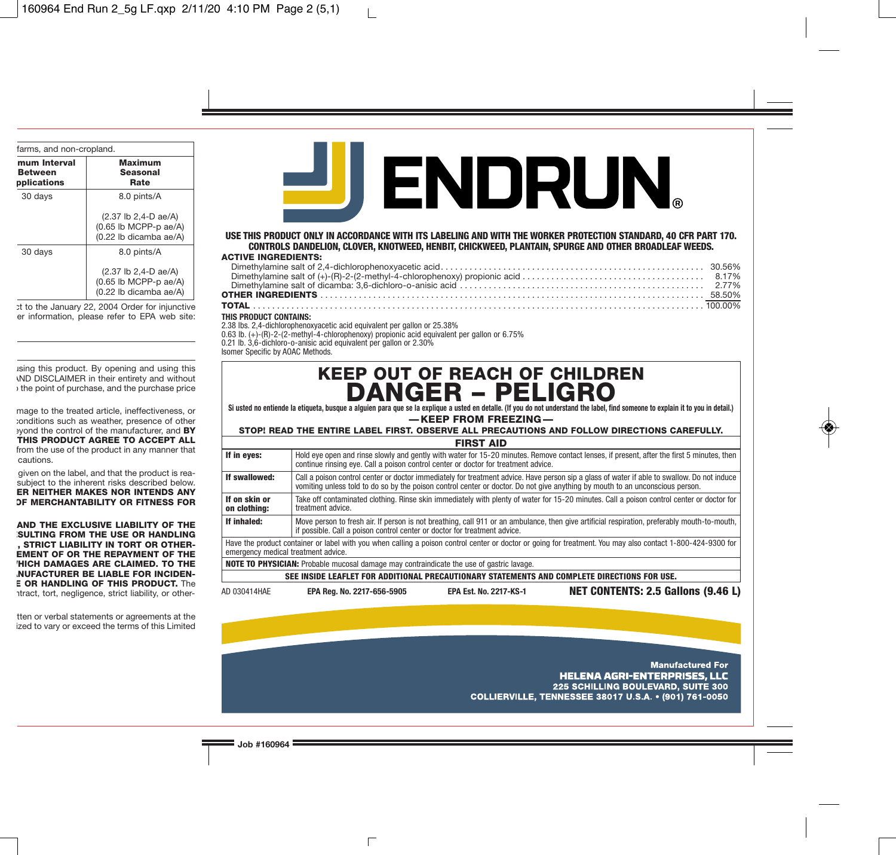farms, and non-cropland.

| mum Interval Between pplications | Maximum Seasonal Rate |
|---|---|
| 30 days | 8.0 pints/A<br><br>(2.37 lb 2,4-D ae/A)<br>(0.65 lb MCPP-p ae/A)<br>(0.22 lb dicamba ae/A) |
| 30 days | 8.0 pints/A<br><br>(2.37 lb 2,4-D ae/A)<br>(0.65 lb MCPP-p ae/A)<br>(0.22 lb dicamba ae/A) |

ct to the January 22, 2004 Order for injunctive
er information, please refer to EPA web site:

ısing this product. By opening and using this
AND DISCLAIMER in their entirety and without
the point of purchase, and the purchase price

mage to the treated article, ineffectiveness, or
conditions such as weather, presence of other
eyond the control of the manufacturer, and **BY THIS PRODUCT AGREE TO ACCEPT ALL**
from the use of the product in any manner that
cautions.

given on the label, and that the product is rea-
subject to the inherent risks described below.
**ER NEITHER MAKES NOR INTENDS ANY OF MERCHANTABILITY OR FITNESS FOR**

**AND THE EXCLUSIVE LIABILITY OF THE SULTING FROM THE USE OR HANDLING , STRICT LIABILITY IN TORT OR OTHER-EMENT OF OR THE REPAYMENT OF THE HICH DAMAGES ARE CLAIMED. TO THE NUFACTURER BE LIABLE FOR INCIDEN-E OR HANDLING OF THIS PRODUCT.** The
ntract, tort, negligence, strict liability, or other-

tten or verbal statements or agreements at the
ized to vary or exceed the terms of this Limited

# ENDRUN®

**USE THIS PRODUCT ONLY IN ACCORDANCE WITH ITS LABELING AND WITH THE WORKER PROTECTION STANDARD, 40 CFR PART 170.**
**CONTROLS DANDELION, CLOVER, KNOTWEED, HENBIT, CHICKWEED, PLANTAIN, SPURGE AND OTHER BROADLEAF WEEDS.**

| | |
|---|---|
| **ACTIVE INGREDIENTS:** | |
| Dimethylamine salt of 2,4-dichlorophenoxyacetic acid | 30.56% |
| Dimethylamine salt of (+)-(R)-2-(2-methyl-4-chlorophenoxy) propionic acid | 8.17% |
| Dimethylamine salt of dicamba: 3,6-dichloro-o-anisic acid | 2.77% |
| **OTHER INGREDIENTS** | 58.50% |
| **TOTAL** | 100.00% |

**THIS PRODUCT CONTAINS:**
2.38 lbs. 2,4-dichlorophenoxyacetic acid equivalent per gallon or 25.38%
0.63 lb. (+)-(R)-2-(2-methyl-4-chlorophenoxy) propionic acid equivalent per gallon or 6.75%
0.21 lb. 3,6-dichloro-o-anisic acid equivalent per gallon or 2.30%
Isomer Specific by AOAC Methods.

## KEEP OUT OF REACH OF CHILDREN
# DANGER – PELIGRO

**Si usted no entiende la etiqueta, busque a alguien para que se la explique a usted en detalle. (If you do not understand the label, find someone to explain it to you in detail.)**

**—KEEP FROM FREEZING—**

**STOP! READ THE ENTIRE LABEL FIRST. OBSERVE ALL PRECAUTIONS AND FOLLOW DIRECTIONS CAREFULLY.**

| FIRST AID | |
|---|---|
| **If in eyes:** | Hold eye open and rinse slowly and gently with water for 15-20 minutes. Remove contact lenses, if present, after the first 5 minutes, then continue rinsing eye. Call a poison control center or doctor for treatment advice. |
| **If swallowed:** | Call a poison control center or doctor immediately for treatment advice. Have person sip a glass of water if able to swallow. Do not induce vomiting unless told to do so by the poison control center or doctor. Do not give anything by mouth to an unconscious person. |
| **If on skin or on clothing:** | Take off contaminated clothing. Rinse skin immediately with plenty of water for 15-20 minutes. Call a poison control center or doctor for treatment advice. |
| **If inhaled:** | Move person to fresh air. If person is not breathing, call 911 or an ambulance, then give artificial respiration, preferably mouth-to-mouth, if possible. Call a poison control center or doctor for treatment advice. |

Have the product container or label with you when calling a poison control center or doctor or going for treatment. You may also contact 1-800-424-9300 for emergency medical treatment advice.

**NOTE TO PHYSICIAN:** Probable mucosal damage may contraindicate the use of gastric lavage.

**SEE INSIDE LEAFLET FOR ADDITIONAL PRECAUTIONARY STATEMENTS AND COMPLETE DIRECTIONS FOR USE.**

AD 030414HAE **EPA Reg. No. 2217-656-5905** **EPA Est. No. 2217-KS-1** **NET CONTENTS: 2.5 Gallons (9.46 L)**

**Manufactured For**
**HELENA AGRI-ENTERPRISES, LLC**
**225 SCHILLING BOULEVARD, SUITE 300**
**COLLIERVILLE, TENNESSEE 38017 U.S.A. • (901) 761-0050**